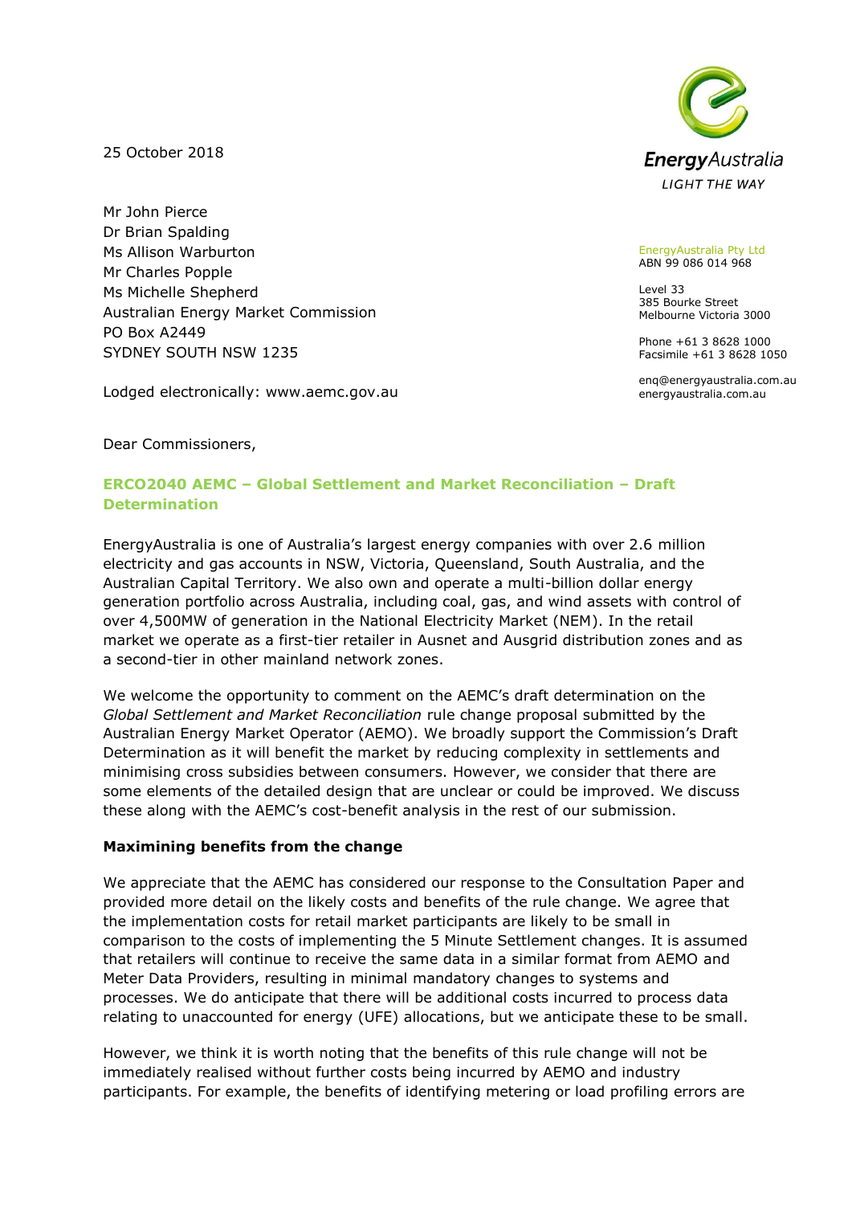25 October 2018

**EnergyAustralia**
LIGHT THE WAY

EnergyAustralia Pty Ltd
ABN 99 086 014 968

Level 33
385 Bourke Street
Melbourne Victoria 3000

Phone +61 3 8628 1000
Facsimile +61 3 8628 1050

enq@energyaustralia.com.au
energyaustralia.com.au

Mr John Pierce
Dr Brian Spalding
Ms Allison Warburton
Mr Charles Popple
Ms Michelle Shepherd
Australian Energy Market Commission
PO Box A2449
SYDNEY SOUTH NSW 1235

Lodged electronically: www.aemc.gov.au

Dear Commissioners,

**ERCO2040 AEMC – Global Settlement and Market Reconciliation – Draft Determination**

EnergyAustralia is one of Australia's largest energy companies with over 2.6 million electricity and gas accounts in NSW, Victoria, Queensland, South Australia, and the Australian Capital Territory. We also own and operate a multi-billion dollar energy generation portfolio across Australia, including coal, gas, and wind assets with control of over 4,500MW of generation in the National Electricity Market (NEM). In the retail market we operate as a first-tier retailer in Ausnet and Ausgrid distribution zones and as a second-tier in other mainland network zones.

We welcome the opportunity to comment on the AEMC's draft determination on the *Global Settlement and Market Reconciliation* rule change proposal submitted by the Australian Energy Market Operator (AEMO). We broadly support the Commission's Draft Determination as it will benefit the market by reducing complexity in settlements and minimising cross subsidies between consumers. However, we consider that there are some elements of the detailed design that are unclear or could be improved. We discuss these along with the AEMC's cost-benefit analysis in the rest of our submission.

**Maximining benefits from the change**

We appreciate that the AEMC has considered our response to the Consultation Paper and provided more detail on the likely costs and benefits of the rule change. We agree that the implementation costs for retail market participants are likely to be small in comparison to the costs of implementing the 5 Minute Settlement changes. It is assumed that retailers will continue to receive the same data in a similar format from AEMO and Meter Data Providers, resulting in minimal mandatory changes to systems and processes. We do anticipate that there will be additional costs incurred to process data relating to unaccounted for energy (UFE) allocations, but we anticipate these to be small.

However, we think it is worth noting that the benefits of this rule change will not be immediately realised without further costs being incurred by AEMO and industry participants. For example, the benefits of identifying metering or load profiling errors are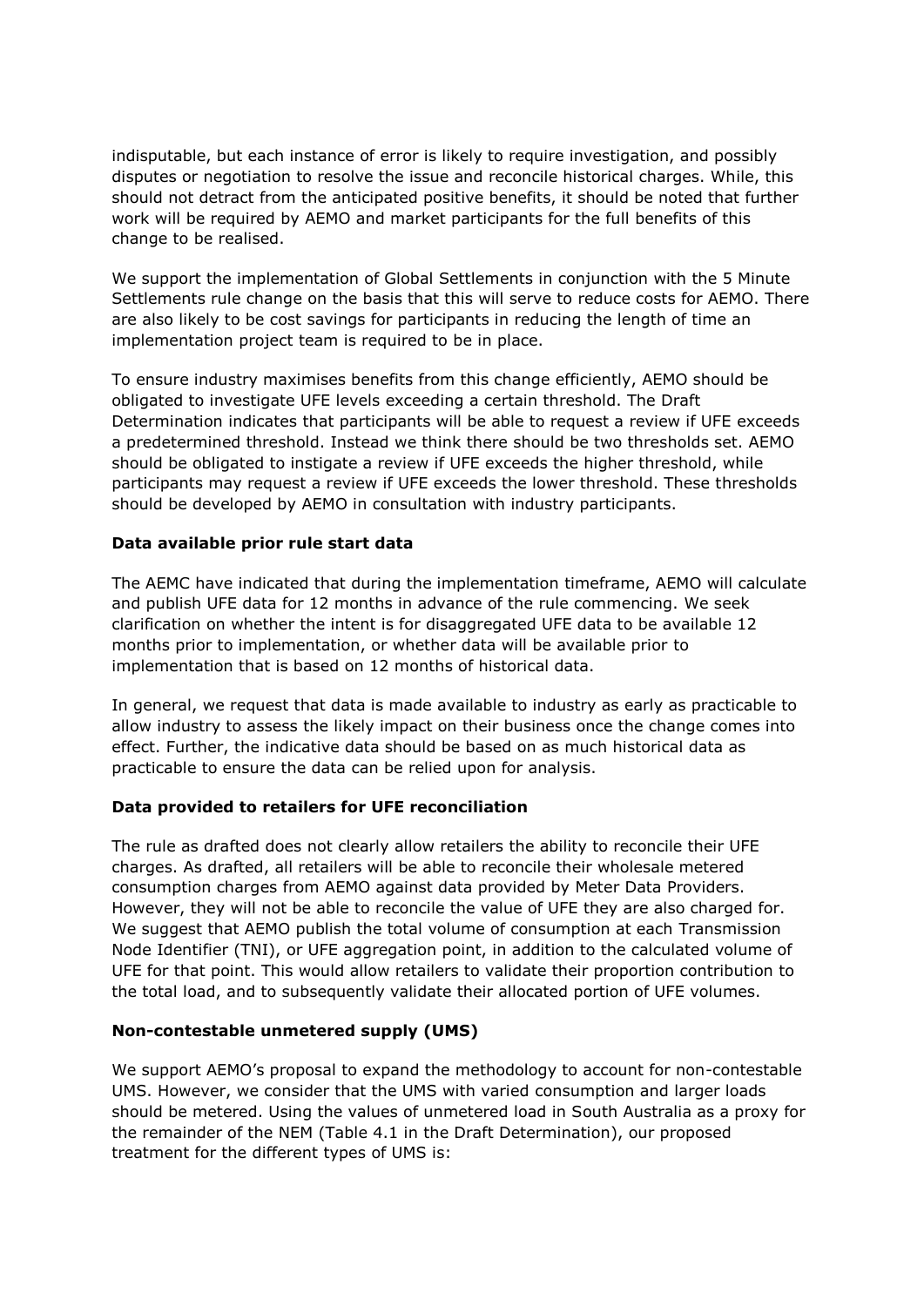indisputable, but each instance of error is likely to require investigation, and possibly disputes or negotiation to resolve the issue and reconcile historical charges. While, this should not detract from the anticipated positive benefits, it should be noted that further work will be required by AEMO and market participants for the full benefits of this change to be realised.

We support the implementation of Global Settlements in conjunction with the 5 Minute Settlements rule change on the basis that this will serve to reduce costs for AEMO. There are also likely to be cost savings for participants in reducing the length of time an implementation project team is required to be in place.

To ensure industry maximises benefits from this change efficiently, AEMO should be obligated to investigate UFE levels exceeding a certain threshold. The Draft Determination indicates that participants will be able to request a review if UFE exceeds a predetermined threshold. Instead we think there should be two thresholds set. AEMO should be obligated to instigate a review if UFE exceeds the higher threshold, while participants may request a review if UFE exceeds the lower threshold. These thresholds should be developed by AEMO in consultation with industry participants.

**Data available prior rule start data**

The AEMC have indicated that during the implementation timeframe, AEMO will calculate and publish UFE data for 12 months in advance of the rule commencing. We seek clarification on whether the intent is for disaggregated UFE data to be available 12 months prior to implementation, or whether data will be available prior to implementation that is based on 12 months of historical data.

In general, we request that data is made available to industry as early as practicable to allow industry to assess the likely impact on their business once the change comes into effect. Further, the indicative data should be based on as much historical data as practicable to ensure the data can be relied upon for analysis.

**Data provided to retailers for UFE reconciliation**

The rule as drafted does not clearly allow retailers the ability to reconcile their UFE charges. As drafted, all retailers will be able to reconcile their wholesale metered consumption charges from AEMO against data provided by Meter Data Providers. However, they will not be able to reconcile the value of UFE they are also charged for. We suggest that AEMO publish the total volume of consumption at each Transmission Node Identifier (TNI), or UFE aggregation point, in addition to the calculated volume of UFE for that point. This would allow retailers to validate their proportion contribution to the total load, and to subsequently validate their allocated portion of UFE volumes.

**Non-contestable unmetered supply (UMS)**

We support AEMO's proposal to expand the methodology to account for non-contestable UMS. However, we consider that the UMS with varied consumption and larger loads should be metered. Using the values of unmetered load in South Australia as a proxy for the remainder of the NEM (Table 4.1 in the Draft Determination), our proposed treatment for the different types of UMS is: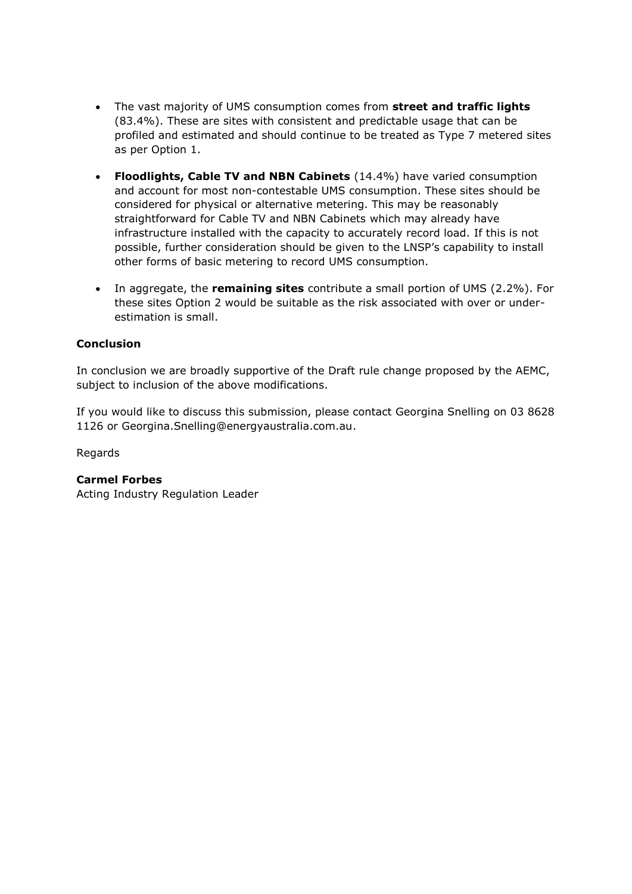- The vast majority of UMS consumption comes from **street and traffic lights** (83.4%). These are sites with consistent and predictable usage that can be profiled and estimated and should continue to be treated as Type 7 metered sites as per Option 1.

- **Floodlights, Cable TV and NBN Cabinets** (14.4%) have varied consumption and account for most non-contestable UMS consumption. These sites should be considered for physical or alternative metering. This may be reasonably straightforward for Cable TV and NBN Cabinets which may already have infrastructure installed with the capacity to accurately record load. If this is not possible, further consideration should be given to the LNSP's capability to install other forms of basic metering to record UMS consumption.

- In aggregate, the **remaining sites** contribute a small portion of UMS (2.2%). For these sites Option 2 would be suitable as the risk associated with over or under-estimation is small.

**Conclusion**

In conclusion we are broadly supportive of the Draft rule change proposed by the AEMC, subject to inclusion of the above modifications.

If you would like to discuss this submission, please contact Georgina Snelling on 03 8628 1126 or Georgina.Snelling@energyaustralia.com.au.

Regards

**Carmel Forbes**
Acting Industry Regulation Leader